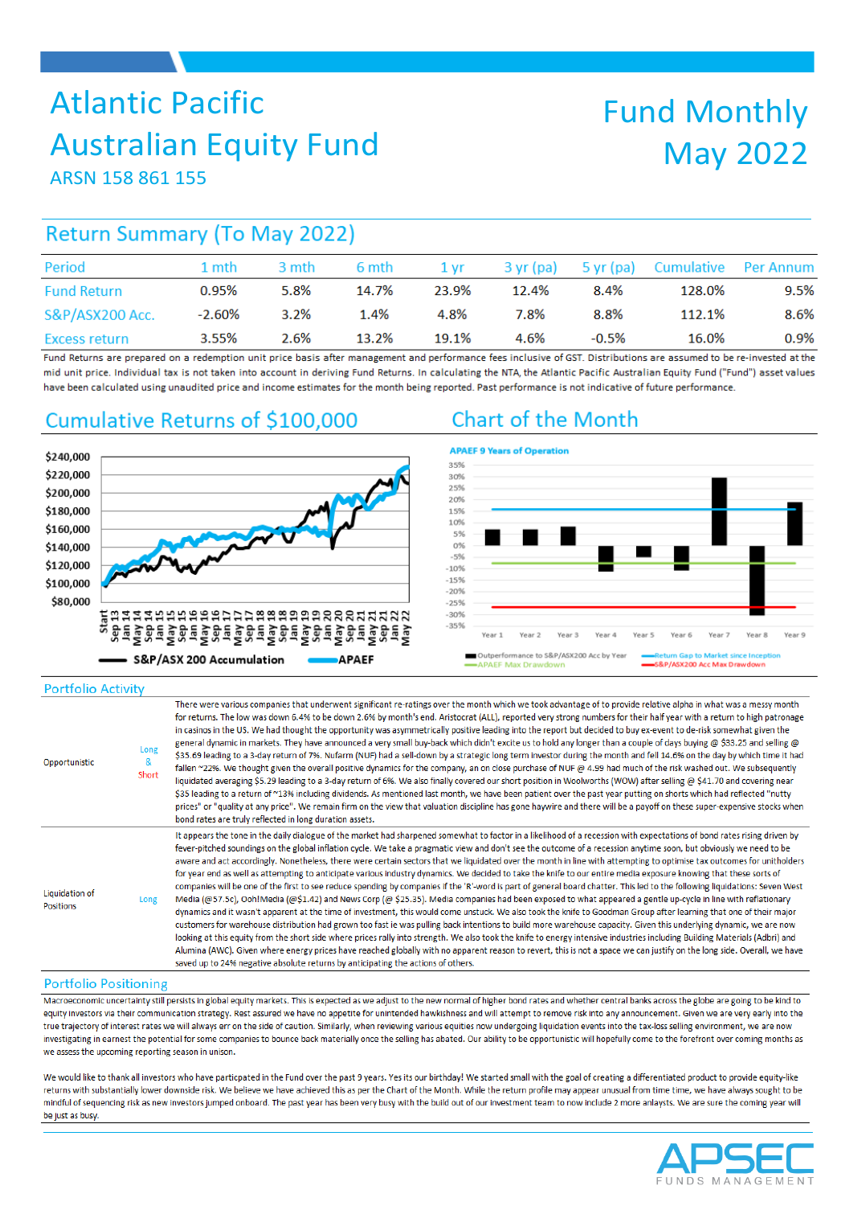# Atlantic Pacific Australian Equity Fund

ARSN 158 861 155

# Fund Monthly May 2022

## Return Summary (To May 2022)

| Period | 1 mth | 3 mth | 6 mth | 1 yr | 3 yr (pa) | 5 yr (pa) | Cumulative | Per Annum |
|---|---|---|---|---|---|---|---|---|
| Fund Return | 0.95% | 5.8% | 14.7% | 23.9% | 12.4% | 8.4% | 128.0% | 9.5% |
| S&P/ASX200 Acc. | -2.60% | 3.2% | 1.4% | 4.8% | 7.8% | 8.8% | 112.1% | 8.6% |
| Excess return | 3.55% | 2.6% | 13.2% | 19.1% | 4.6% | -0.5% | 16.0% | 0.9% |

Fund Returns are prepared on a redemption unit price basis after management and performance fees inclusive of GST. Distributions are assumed to be re-invested at the mid unit price. Individual tax is not taken into account in deriving Fund Returns. In calculating the NTA, the Atlantic Pacific Australian Equity Fund ("Fund") asset values have been calculated using unaudited price and income estimates for the month being reported. Past performance is not indicative of future performance.

## Cumulative Returns of $100,000

S&P/ASX 200 Accumulation — APAEF

## Chart of the Month

APAEF 9 Years of Operation

Outperformance to S&P/ASX200 Acc by Year — Return Gap to Market since Inception — APAEF Max Drawdown — S&P/ASX200 Acc Max Drawdown

## Portfolio Activity

| | | |
|---|---|---|
| Opportunistic | Long & Short | There were various companies that underwent significant re-ratings over the month which we took advantage of to provide relative alpha in what was a messy month for returns. The low was down 6.4% to be down 2.6% by month's end. Aristocrat (ALL), reported very strong numbers for their half year with a return to high patronage in casinos in the US. We had thought the opportunity was asymmetrically positive leading into the report but decided to buy ex-event to de-risk somewhat given the general dynamic in markets. They have announced a very small buy-back which didn't excite us to hold any longer than a couple of days buying @ $33.25 and selling @ $35.69 leading to a 3-day return of 7%. Nufarm (NUF) had a sell-down by a strategic long term investor during the month and fell 14.6% on the day by which time it had fallen ~22%. We thought given the overall positive dynamics for the company, an on close purchase of NUF @ 4.99 had much of the risk washed out. We subsequently liquidated averaging $5.29 leading to a 3-day return of 6%. We also finally covered our short position in Woolworths (WOW) after selling @ $41.70 and covering near $35 leading to a return of ~13% including dividends. As mentioned last month, we have been patient over the past year putting on shorts which had reflected "nutty prices" or "quality at any price". We remain firm on the view that valuation discipline has gone haywire and there will be a payoff on these super-expensive stocks when bond rates are truly reflected in long duration assets. |
| Liquidation of Positions | Long | It appears the tone in the daily dialogue of the market had sharpened somewhat to factor in a likelihood of a recession with expectations of bond rates rising driven by fever-pitched soundings on the global inflation cycle. We take a pragmatic view and don't see the outcome of a recession anytime soon, but obviously we need to be aware and act accordingly. Nonetheless, there were certain sectors that we liquidated over the month in line with attempting to optimise tax outcomes for unitholders for year end as well as attempting to anticipate various industry dynamics. We decided to take the knife to our entire media exposure knowing that these sorts of companies will be one of the first to see reduce spending by companies if the 'R'-word is part of general board chatter. This led to the following liquidations: Seven West Media (@57.5c), OohMedia (@$1.42) and News Corp (@ $25.35). Media companies had been exposed to what appeared a gentle up-cycle in line with reflationary dynamics and it wasn't apparent at the time of investment, this would come unstuck. We also took the knife to Goodman Group after learning that one of their major customers for warehouse distribution had grown too fast ie was pulling back intentions to build more warehouse capacity. Given this underlying dynamic, we are now looking at this equity from the short side where prices rally into strength. We also took the knife to energy intensive industries including Building Materials (Adbri) and Alumina (AWC). Given where energy prices have reached globally with no apparent reason to revert, this is not a space we can justify on the long side. Overall, we have saved up to 24% negative absolute returns by anticipating the actions of others. |

## Portfolio Positioning

Macroeconomic uncertainty still persists in global equity markets. This is expected as we adjust to the new normal of higher bond rates and whether central banks across the globe are going to be kind to equity investors via their communication strategy. Rest assured we have no appetite for unintended hawkishness and will attempt to remove risk into any announcement. Given we are very early into the true trajectory of interest rates we will always err on the side of caution. Similarly, when reviewing various equities now undergoing liquidation events into the tax-loss selling environment, we are now investigating in earnest the potential for some companies to bounce back materially once the selling has abated. Our ability to be opportunistic will hopefully come to the forefront over coming months as we assess the upcoming reporting season in unison.

We would like to thank all investors who have particpated in the Fund over the past 9 years. Yes its our birthday! We started small with the goal of creating a differentiated product to provide equity-like returns with substantially lower downside risk. We believe we have achieved this as per the Chart of the Month. While the return profile may appear unusual from time time, we have always sought to be mindful of sequencing risk as new investors jumped onboard. The past year has been very busy with the build out of our investment team to now include 2 more anlaysts. We are sure the coming year will be just as busy.

APSEC FUNDS MANAGEMENT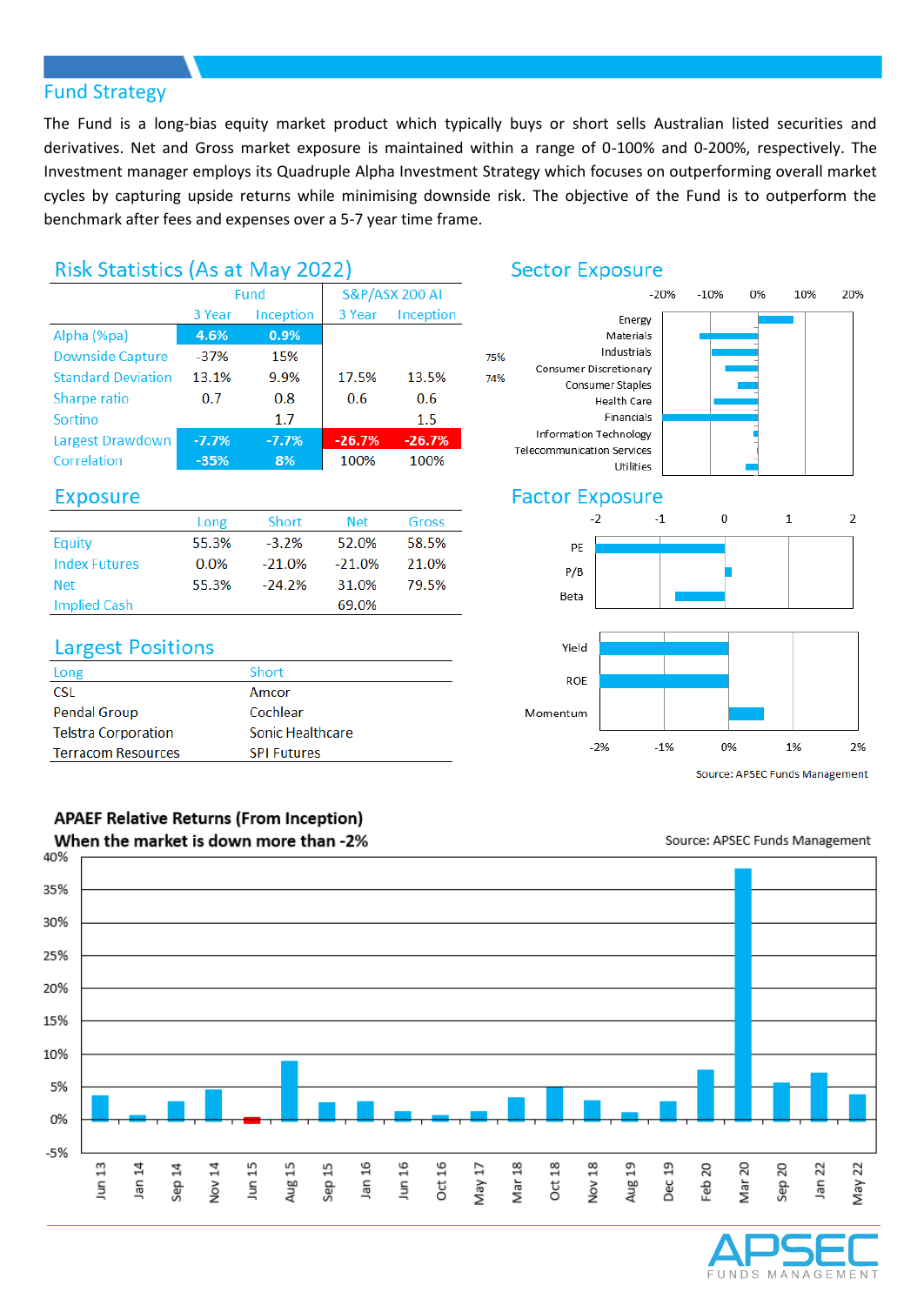## Fund Strategy

The Fund is a long-bias equity market product which typically buys or short sells Australian listed securities and derivatives. Net and Gross market exposure is maintained within a range of 0-100% and 0-200%, respectively. The Investment manager employs its Quadruple Alpha Investment Strategy which focuses on outperforming overall market cycles by capturing upside returns while minimising downside risk. The objective of the Fund is to outperform the benchmark after fees and expenses over a 5-7 year time frame.

## Risk Statistics (As at May 2022)

| | Fund | | S&P/ASX 200 AI | |
|---|---|---|---|---|
| | 3 Year | Inception | 3 Year | Inception |
| Alpha (%pa) | 4.6% | 0.9% | | |
| Downside Capture | -37% | 15% | | |
| Standard Deviation | 13.1% | 9.9% | 17.5% | 13.5% |
| Sharpe ratio | 0.7 | 0.8 | 0.6 | 0.6 |
| Sortino | | 1.7 | | 1.5 |
| Largest Drawdown | -7.7% | -7.7% | -26.7% | -26.7% |
| Correlation | -35% | 8% | 100% | 100% |

## Sector Exposure

Energy, Materials, Industrials, Consumer Discretionary, Consumer Staples, Health Care, Financials, Information Technology, Telecommunication Services, Utilities

75%

74%

## Exposure

| | Long | Short | Net | Gross |
|---|---|---|---|---|
| Equity | 55.3% | -3.2% | 52.0% | 58.5% |
| Index Futures | 0.0% | -21.0% | -21.0% | 21.0% |
| Net | 55.3% | -24.2% | 31.0% | 79.5% |
| Implied Cash | | | 69.0% | |

## Factor Exposure

PE, P/B, Beta

Yield, ROE, Momentum

Source: APSEC Funds Management

## Largest Positions

| Long | Short |
|---|---|
| CSL | Amcor |
| Pendal Group | Cochlear |
| Telstra Corporation | Sonic Healthcare |
| Terracom Resources | SPI Futures |

**APAEF Relative Returns (From Inception)**
**When the market is down more than -2%**

Source: APSEC Funds Management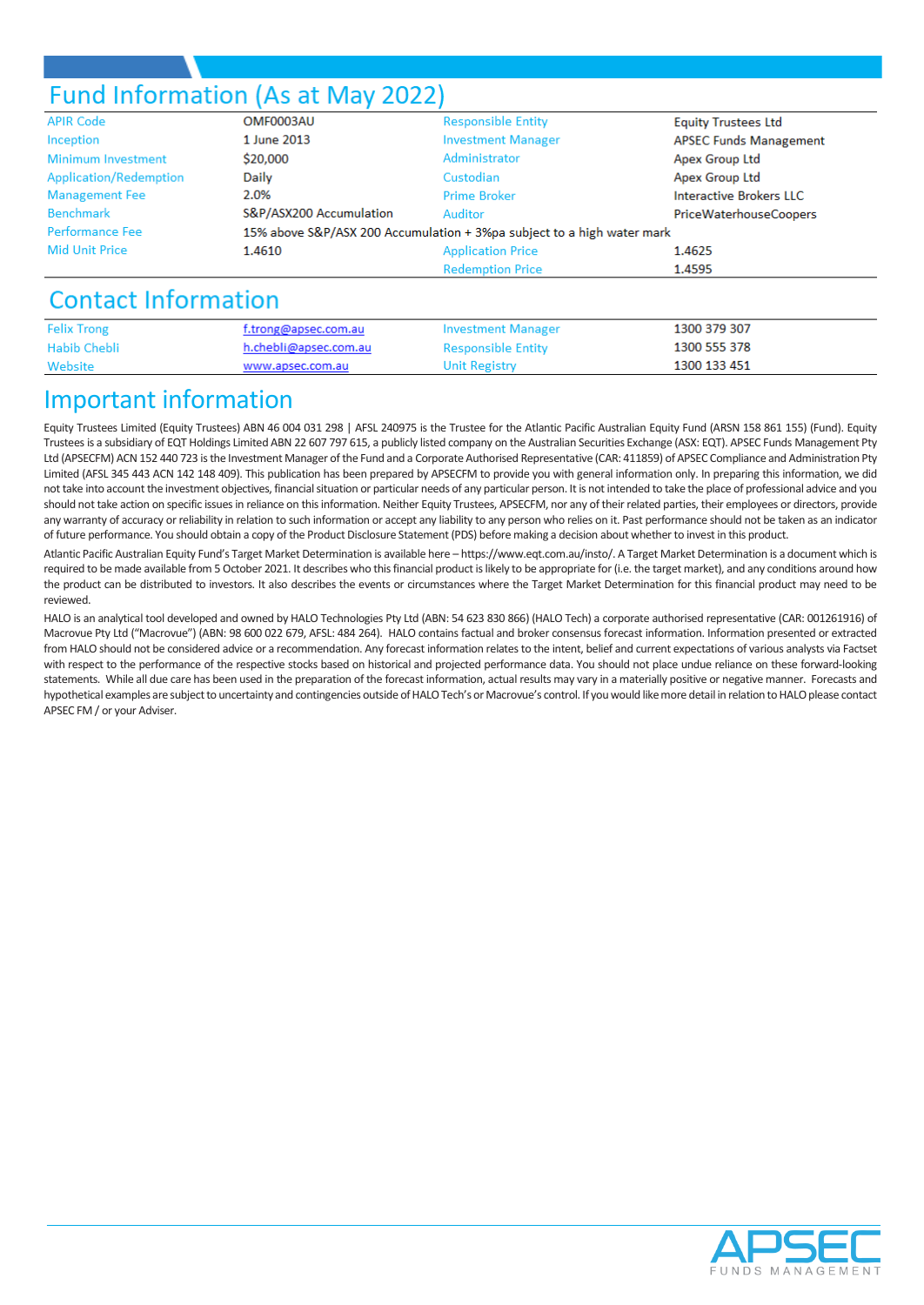# Fund Information (As at May 2022)

| | | | |
|---|---|---|---|
| APIR Code | OMF0003AU | Responsible Entity | Equity Trustees Ltd |
| Inception | 1 June 2013 | Investment Manager | APSEC Funds Management |
| Minimum Investment | $20,000 | Administrator | Apex Group Ltd |
| Application/Redemption | Daily | Custodian | Apex Group Ltd |
| Management Fee | 2.0% | Prime Broker | Interactive Brokers LLC |
| Benchmark | S&P/ASX200 Accumulation | Auditor | PriceWaterhouseCoopers |
| Performance Fee | 15% above S&P/ASX 200 Accumulation + 3%pa subject to a high water mark | | |
| Mid Unit Price | 1.4610 | Application Price | 1.4625 |
| | | Redemption Price | 1.4595 |

# Contact Information

| | | | |
|---|---|---|---|
| Felix Trong | f.trong@apsec.com.au | Investment Manager | 1300 379 307 |
| Habib Chebli | h.chebli@apsec.com.au | Responsible Entity | 1300 555 378 |
| Website | www.apsec.com.au | Unit Registry | 1300 133 451 |

# Important information

Equity Trustees Limited (Equity Trustees) ABN 46 004 031 298 | AFSL 240975 is the Trustee for the Atlantic Pacific Australian Equity Fund (ARSN 158 861 155) (Fund). Equity Trustees is a subsidiary of EQT Holdings Limited ABN 22 607 797 615, a publicly listed company on the Australian Securities Exchange (ASX: EQT). APSEC Funds Management Pty Ltd (APSECFM) ACN 152 440 723 is the Investment Manager of the Fund and a Corporate Authorised Representative (CAR: 411859) of APSEC Compliance and Administration Pty Limited (AFSL 345 443 ACN 142 148 409). This publication has been prepared by APSECFM to provide you with general information only. In preparing this information, we did not take into account the investment objectives, financial situation or particular needs of any particular person. It is not intended to take the place of professional advice and you should not take action on specific issues in reliance on this information. Neither Equity Trustees, APSECFM, nor any of their related parties, their employees or directors, provide any warranty of accuracy or reliability in relation to such information or accept any liability to any person who relies on it. Past performance should not be taken as an indicator of future performance. You should obtain a copy of the Product Disclosure Statement (PDS) before making a decision about whether to invest in this product.

Atlantic Pacific Australian Equity Fund's Target Market Determination is available here – https://www.eqt.com.au/insto/. A Target Market Determination is a document which is required to be made available from 5 October 2021. It describes who this financial product is likely to be appropriate for (i.e. the target market), and any conditions around how the product can be distributed to investors. It also describes the events or circumstances where the Target Market Determination for this financial product may need to be reviewed.

HALO is an analytical tool developed and owned by HALO Technologies Pty Ltd (ABN: 54 623 830 866) (HALO Tech) a corporate authorised representative (CAR: 001261916) of Macrovue Pty Ltd ("Macrovue") (ABN: 98 600 022 679, AFSL: 484 264). HALO contains factual and broker consensus forecast information. Information presented or extracted from HALO should not be considered advice or a recommendation. Any forecast information relates to the intent, belief and current expectations of various analysts via Factset with respect to the performance of the respective stocks based on historical and projected performance data. You should not place undue reliance on these forward-looking statements. While all due care has been used in the preparation of the forecast information, actual results may vary in a materially positive or negative manner. Forecasts and hypothetical examples are subject to uncertainty and contingencies outside of HALO Tech's or Macrovue's control. If you would like more detail in relation to HALO please contact APSEC FM / or your Adviser.